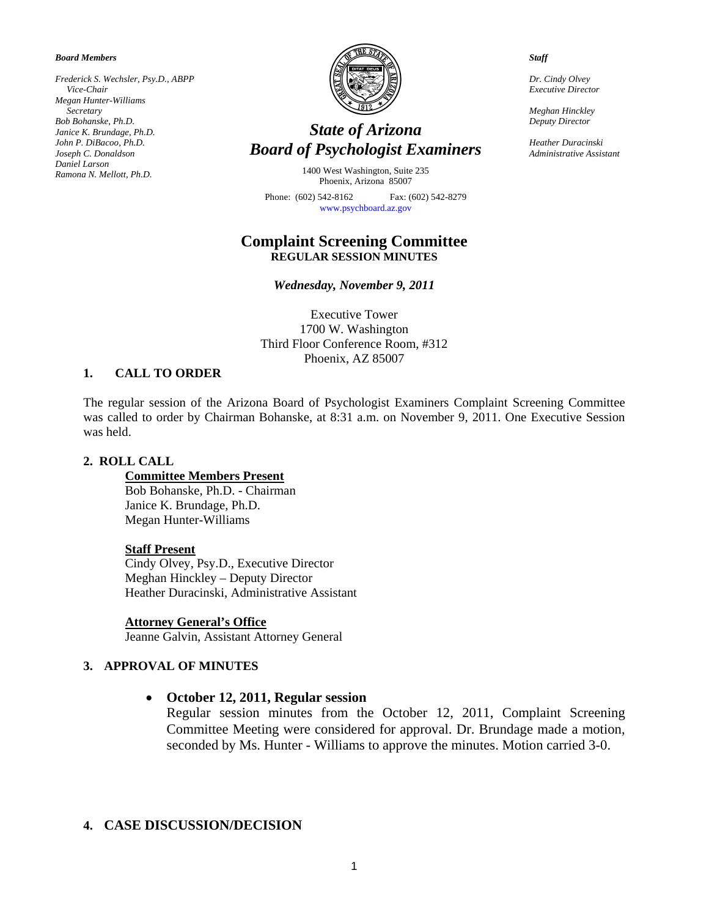***Board Members***

*Frederick S. Wechsler, Psy.D., ABPP*
*Vice-Chair*
*Megan Hunter-Williams*
*Secretary*
*Bob Bohanske, Ph.D.*
*Janice K. Brundage, Ph.D.*
*John P. DiBacoo, Ph.D.*
*Joseph C. Donaldson*
*Daniel Larson*
*Ramona N. Mellott, Ph.D.*

# *State of Arizona*
# *Board of Psychologist Examiners*

1400 West Washington, Suite 235
Phoenix, Arizona 85007

Phone: (602) 542-8162 Fax: (602) 542-8279
www.psychboard.az.gov

***Staff***

*Dr. Cindy Olvey*
*Executive Director*

*Meghan Hinckley*
*Deputy Director*

*Heather Duracinski*
*Administrative Assistant*

## Complaint Screening Committee
**REGULAR SESSION MINUTES**

***Wednesday, November 9, 2011***

Executive Tower
1700 W. Washington
Third Floor Conference Room, #312
Phoenix, AZ 85007

### 1. CALL TO ORDER

The regular session of the Arizona Board of Psychologist Examiners Complaint Screening Committee was called to order by Chairman Bohanske, at 8:31 a.m. on November 9, 2011. One Executive Session was held.

### 2. ROLL CALL

**Committee Members Present**
Bob Bohanske, Ph.D. - Chairman
Janice K. Brundage, Ph.D.
Megan Hunter-Williams

**Staff Present**
Cindy Olvey, Psy.D., Executive Director
Meghan Hinckley – Deputy Director
Heather Duracinski, Administrative Assistant

**Attorney General's Office**
Jeanne Galvin, Assistant Attorney General

### 3. APPROVAL OF MINUTES

- **October 12, 2011, Regular session**
  Regular session minutes from the October 12, 2011, Complaint Screening Committee Meeting were considered for approval. Dr. Brundage made a motion, seconded by Ms. Hunter - Williams to approve the minutes. Motion carried 3-0.

### 4. CASE DISCUSSION/DECISION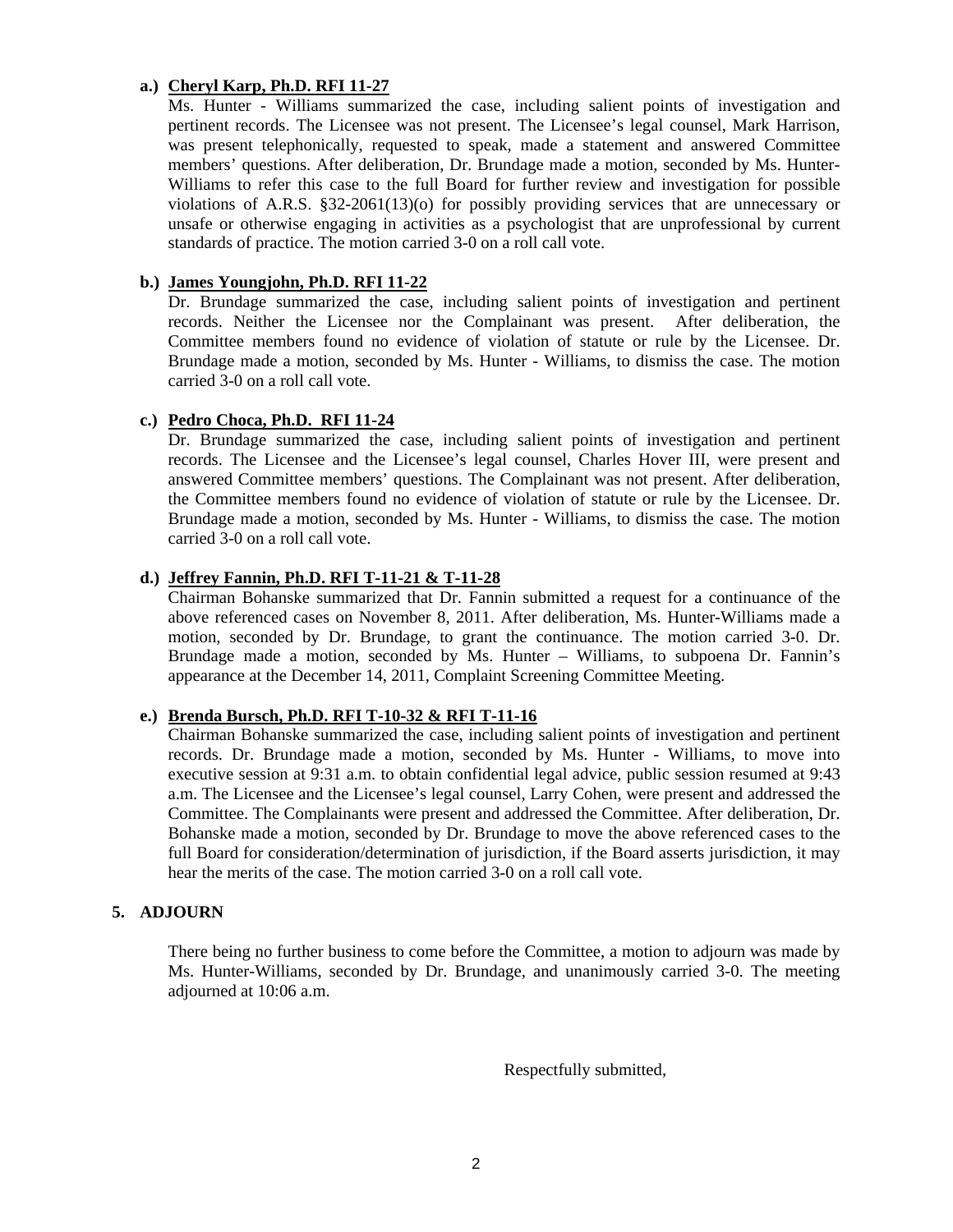**a.) Cheryl Karp, Ph.D. RFI 11-27**

Ms. Hunter - Williams summarized the case, including salient points of investigation and pertinent records. The Licensee was not present. The Licensee's legal counsel, Mark Harrison, was present telephonically, requested to speak, made a statement and answered Committee members' questions. After deliberation, Dr. Brundage made a motion, seconded by Ms. Hunter-Williams to refer this case to the full Board for further review and investigation for possible violations of A.R.S. §32-2061(13)(o) for possibly providing services that are unnecessary or unsafe or otherwise engaging in activities as a psychologist that are unprofessional by current standards of practice. The motion carried 3-0 on a roll call vote.

**b.) James Youngjohn, Ph.D. RFI 11-22**

Dr. Brundage summarized the case, including salient points of investigation and pertinent records. Neither the Licensee nor the Complainant was present. After deliberation, the Committee members found no evidence of violation of statute or rule by the Licensee. Dr. Brundage made a motion, seconded by Ms. Hunter - Williams, to dismiss the case. The motion carried 3-0 on a roll call vote.

**c.) Pedro Choca, Ph.D. RFI 11-24**

Dr. Brundage summarized the case, including salient points of investigation and pertinent records. The Licensee and the Licensee's legal counsel, Charles Hover III, were present and answered Committee members' questions. The Complainant was not present. After deliberation, the Committee members found no evidence of violation of statute or rule by the Licensee. Dr. Brundage made a motion, seconded by Ms. Hunter - Williams, to dismiss the case. The motion carried 3-0 on a roll call vote.

**d.) Jeffrey Fannin, Ph.D. RFI T-11-21 & T-11-28**

Chairman Bohanske summarized that Dr. Fannin submitted a request for a continuance of the above referenced cases on November 8, 2011. After deliberation, Ms. Hunter-Williams made a motion, seconded by Dr. Brundage, to grant the continuance. The motion carried 3-0. Dr. Brundage made a motion, seconded by Ms. Hunter – Williams, to subpoena Dr. Fannin's appearance at the December 14, 2011, Complaint Screening Committee Meeting.

**e.) Brenda Bursch, Ph.D. RFI T-10-32 & RFI T-11-16**

Chairman Bohanske summarized the case, including salient points of investigation and pertinent records. Dr. Brundage made a motion, seconded by Ms. Hunter - Williams, to move into executive session at 9:31 a.m. to obtain confidential legal advice, public session resumed at 9:43 a.m. The Licensee and the Licensee's legal counsel, Larry Cohen, were present and addressed the Committee. The Complainants were present and addressed the Committee. After deliberation, Dr. Bohanske made a motion, seconded by Dr. Brundage to move the above referenced cases to the full Board for consideration/determination of jurisdiction, if the Board asserts jurisdiction, it may hear the merits of the case. The motion carried 3-0 on a roll call vote.

## 5. ADJOURN

There being no further business to come before the Committee, a motion to adjourn was made by Ms. Hunter-Williams, seconded by Dr. Brundage, and unanimously carried 3-0. The meeting adjourned at 10:06 a.m.

Respectfully submitted,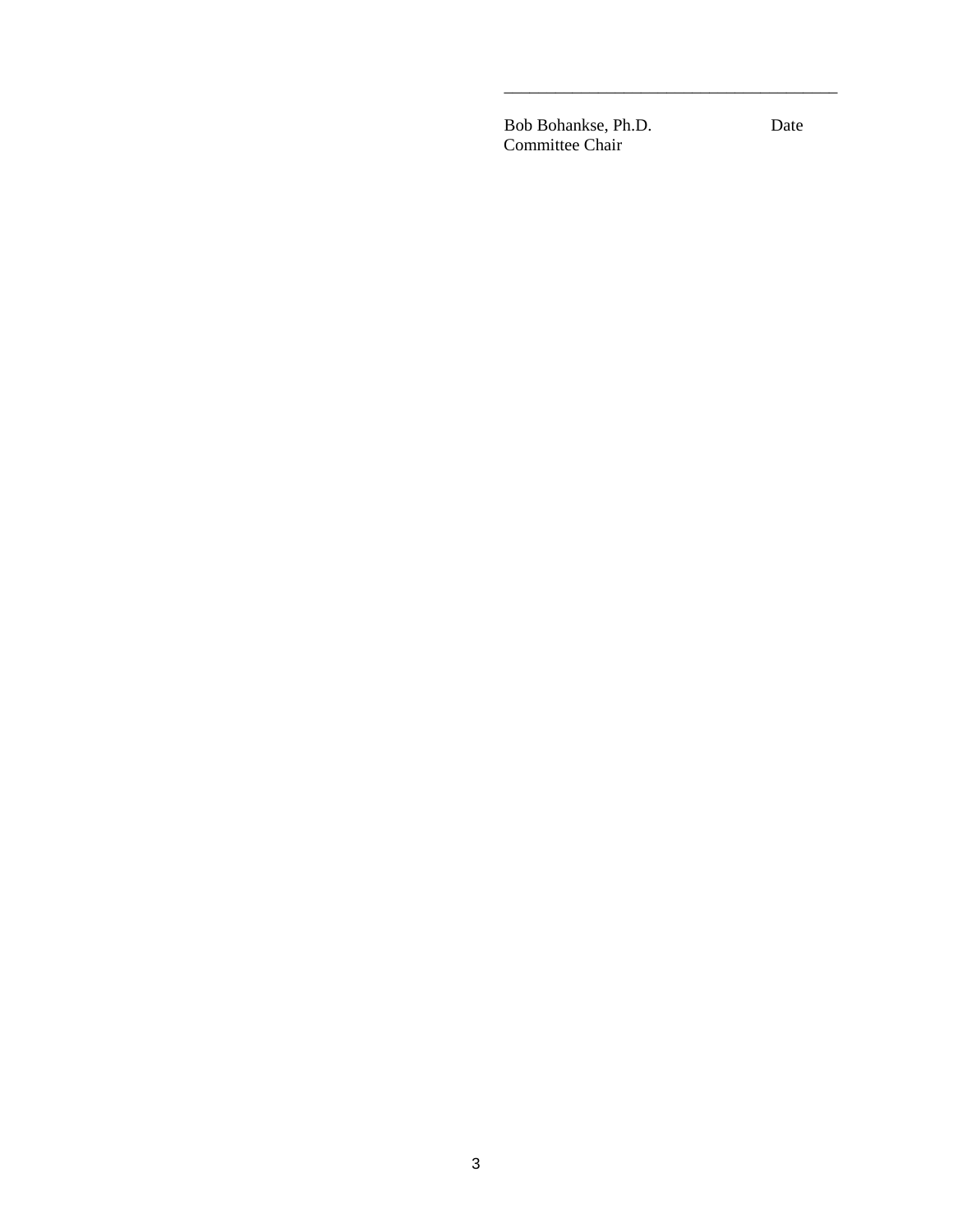\_\_\_\_\_\_\_\_\_\_\_\_\_\_\_\_\_\_\_\_\_\_\_\_\_\_\_\_\_\_\_\_\_\_\_\_\_\_\_\_

Bob Bohankse, Ph.D. Date
Committee Chair